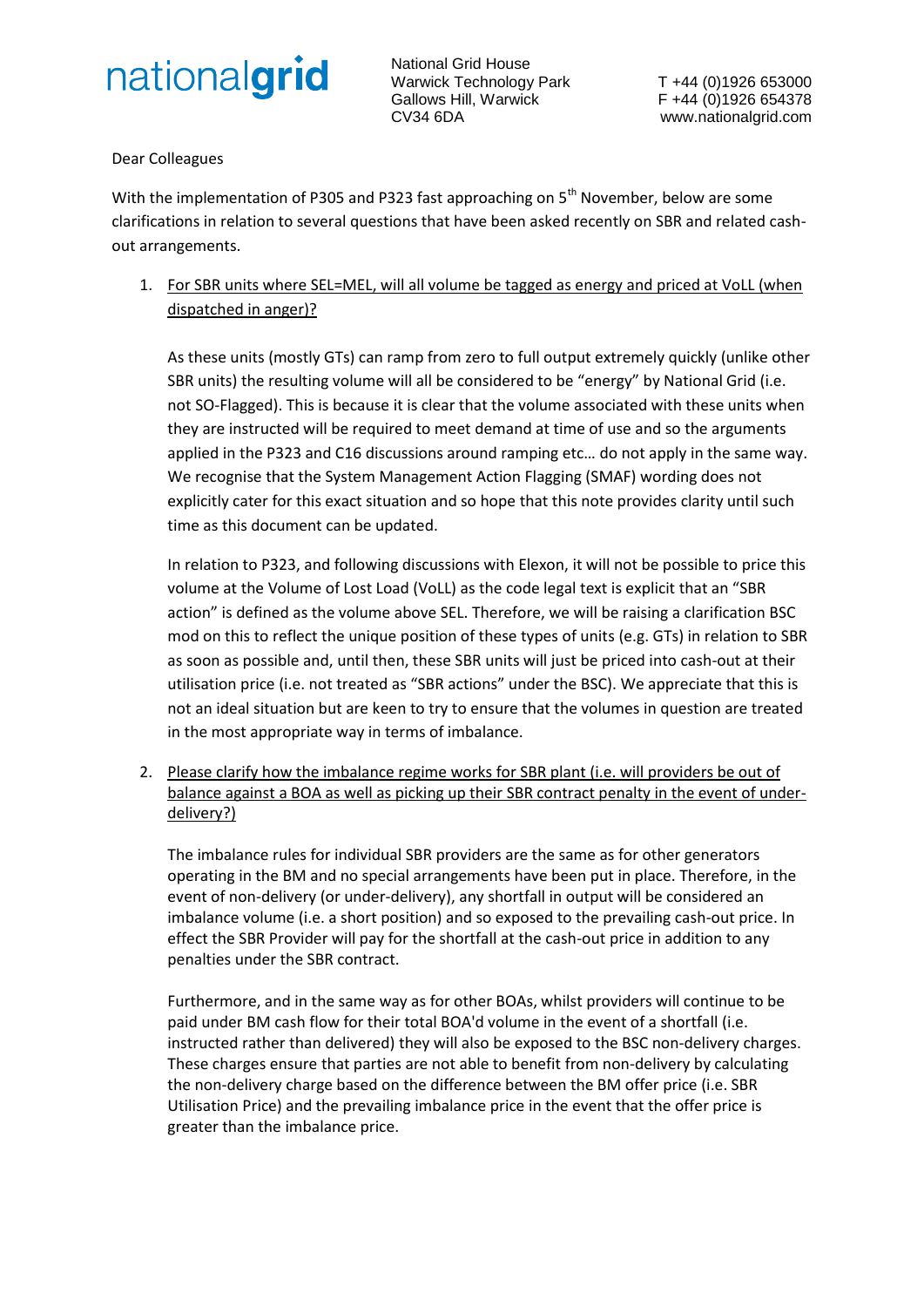nationalgrid

National Grid House
Warwick Technology Park
Gallows Hill, Warwick
CV34 6DA

T +44 (0)1926 653000
F +44 (0)1926 654378
www.nationalgrid.com

Dear Colleagues

With the implementation of P305 and P323 fast approaching on 5th November, below are some clarifications in relation to several questions that have been asked recently on SBR and related cash-out arrangements.

1. For SBR units where SEL=MEL, will all volume be tagged as energy and priced at VoLL (when dispatched in anger)?

   As these units (mostly GTs) can ramp from zero to full output extremely quickly (unlike other SBR units) the resulting volume will all be considered to be "energy" by National Grid (i.e. not SO-Flagged). This is because it is clear that the volume associated with these units when they are instructed will be required to meet demand at time of use and so the arguments applied in the P323 and C16 discussions around ramping etc… do not apply in the same way. We recognise that the System Management Action Flagging (SMAF) wording does not explicitly cater for this exact situation and so hope that this note provides clarity until such time as this document can be updated.

   In relation to P323, and following discussions with Elexon, it will not be possible to price this volume at the Volume of Lost Load (VoLL) as the code legal text is explicit that an "SBR action" is defined as the volume above SEL. Therefore, we will be raising a clarification BSC mod on this to reflect the unique position of these types of units (e.g. GTs) in relation to SBR as soon as possible and, until then, these SBR units will just be priced into cash-out at their utilisation price (i.e. not treated as "SBR actions" under the BSC). We appreciate that this is not an ideal situation but are keen to try to ensure that the volumes in question are treated in the most appropriate way in terms of imbalance.

2. Please clarify how the imbalance regime works for SBR plant (i.e. will providers be out of balance against a BOA as well as picking up their SBR contract penalty in the event of under-delivery?)

   The imbalance rules for individual SBR providers are the same as for other generators operating in the BM and no special arrangements have been put in place. Therefore, in the event of non-delivery (or under-delivery), any shortfall in output will be considered an imbalance volume (i.e. a short position) and so exposed to the prevailing cash-out price. In effect the SBR Provider will pay for the shortfall at the cash-out price in addition to any penalties under the SBR contract.

   Furthermore, and in the same way as for other BOAs, whilst providers will continue to be paid under BM cash flow for their total BOA'd volume in the event of a shortfall (i.e. instructed rather than delivered) they will also be exposed to the BSC non-delivery charges. These charges ensure that parties are not able to benefit from non-delivery by calculating the non-delivery charge based on the difference between the BM offer price (i.e. SBR Utilisation Price) and the prevailing imbalance price in the event that the offer price is greater than the imbalance price.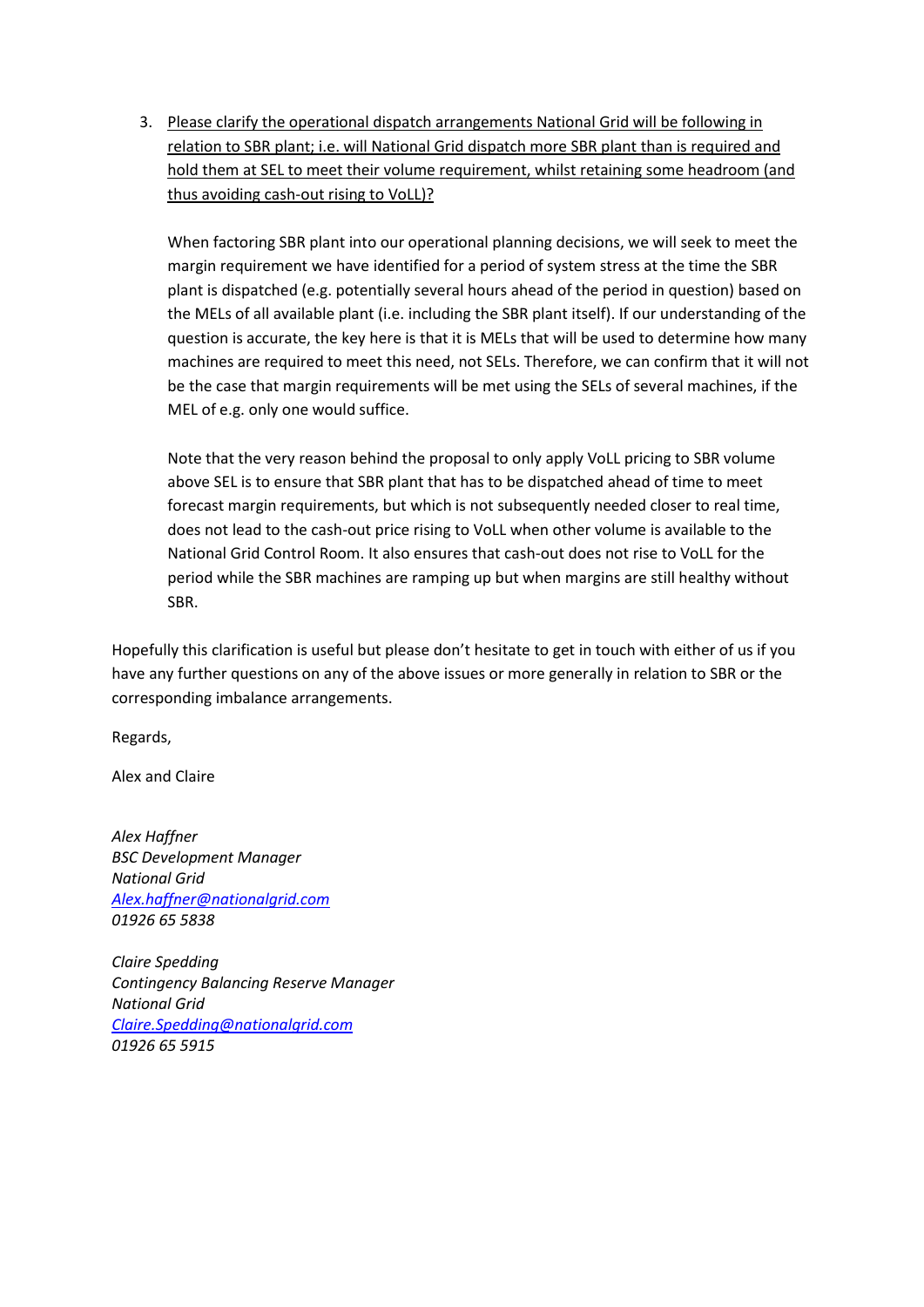3. <u>Please clarify the operational dispatch arrangements National Grid will be following in relation to SBR plant; i.e. will National Grid dispatch more SBR plant than is required and hold them at SEL to meet their volume requirement, whilst retaining some headroom (and thus avoiding cash-out rising to VoLL)?</u>

   When factoring SBR plant into our operational planning decisions, we will seek to meet the margin requirement we have identified for a period of system stress at the time the SBR plant is dispatched (e.g. potentially several hours ahead of the period in question) based on the MELs of all available plant (i.e. including the SBR plant itself). If our understanding of the question is accurate, the key here is that it is MELs that will be used to determine how many machines are required to meet this need, not SELs. Therefore, we can confirm that it will not be the case that margin requirements will be met using the SELs of several machines, if the MEL of e.g. only one would suffice.

   Note that the very reason behind the proposal to only apply VoLL pricing to SBR volume above SEL is to ensure that SBR plant that has to be dispatched ahead of time to meet forecast margin requirements, but which is not subsequently needed closer to real time, does not lead to the cash-out price rising to VoLL when other volume is available to the National Grid Control Room. It also ensures that cash-out does not rise to VoLL for the period while the SBR machines are ramping up but when margins are still healthy without SBR.

Hopefully this clarification is useful but please don't hesitate to get in touch with either of us if you have any further questions on any of the above issues or more generally in relation to SBR or the corresponding imbalance arrangements.

Regards,

Alex and Claire

*Alex Haffner*
*BSC Development Manager*
*National Grid*
*Alex.haffner@nationalgrid.com*
*01926 65 5838*

*Claire Spedding*
*Contingency Balancing Reserve Manager*
*National Grid*
*Claire.Spedding@nationalgrid.com*
*01926 65 5915*